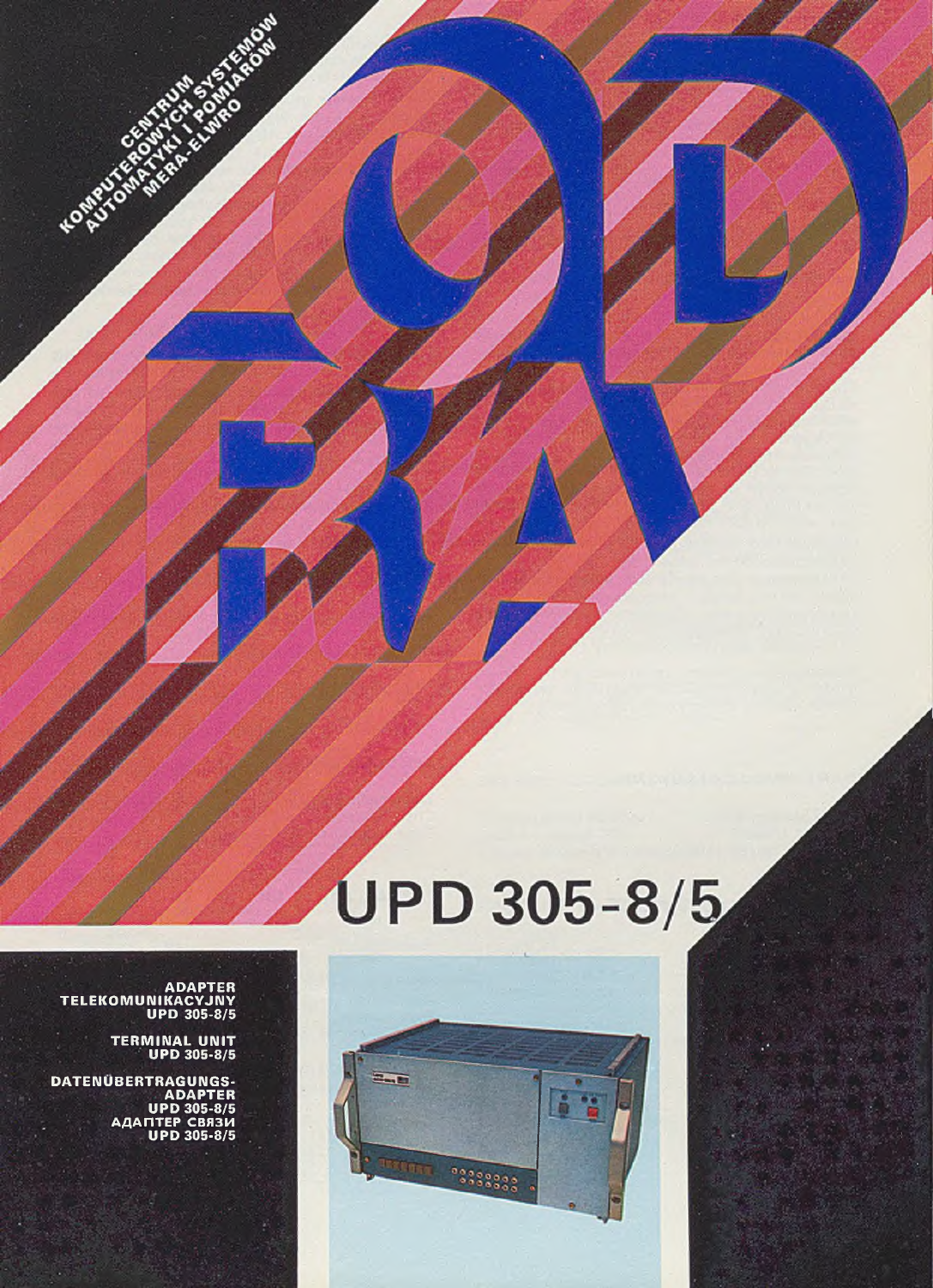CENTRUM KOMPUTEROWYCH SYSTEMÓW AUTOMATYKI I POMIARÓW MERA-ELWRO

# ODRA

# UPD 305-8/5

**ADAPTER TELEKOMUNIKACYJNY UPD 305-8/5**

**TERMINAL UNIT UPD 305-8/5**

**DATENÜBERTRAGUNGS-ADAPTER UPD 305-8/5**

**АДАПТЕР СВЯЗИ UPD 305-8/5**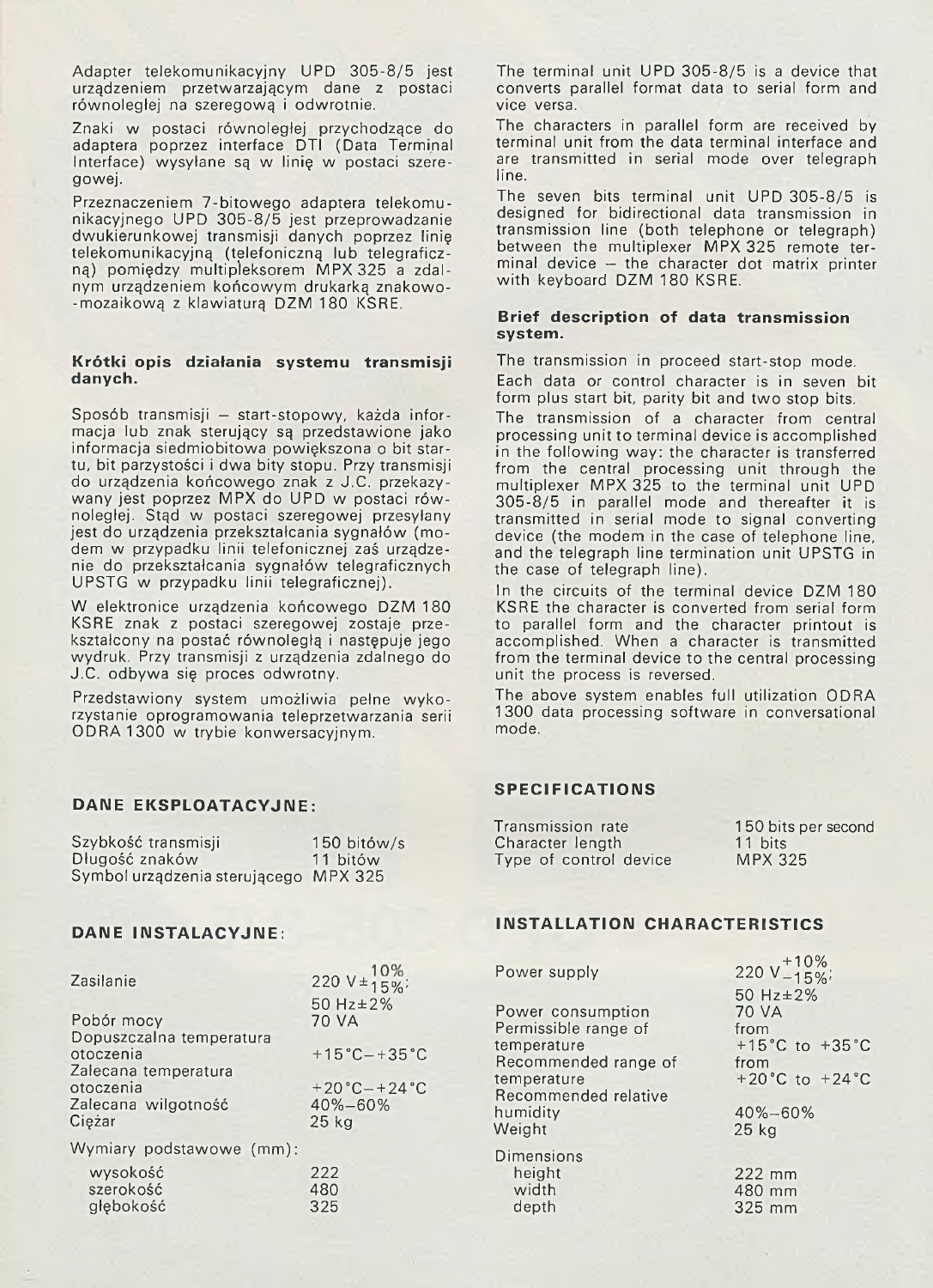Adapter telekomunikacyjny UPD 305-8/5 jest urządzeniem przetwarzającym dane z postaci równoległej na szeregową i odwrotnie.

Znaki w postaci równoległej przychodzące do adaptera poprzez interface DTI (Data Terminal Interface) wysyłane są w linię w postaci szeregowej.

Przeznaczeniem 7-bitowego adaptera telekomunikacyjnego UPD 305-8/5 jest przeprowadzanie dwukierunkowej transmisji danych poprzez linię telekomunikacyjną (telefoniczną lub telegraficzną) pomiędzy multipleksorem MPX 325 a zdalnym urządzeniem końcowym drukarką znakowo-mozaikową z klawiaturą DZM 180 KSRE.

**Krótki opis działania systemu transmisji danych.**

Sposób transmisji – start-stopowy, każda informacja lub znak sterujący są przedstawione jako informacja siedmiobitowa powiększona o bit startu, bit parzystości i dwa bity stopu. Przy transmisji do urządzenia końcowego znak z J.C. przekazywany jest poprzez MPX do UPD w postaci równoległej. Stąd w postaci szeregowej przesyłany jest do urządzenia przekształcania sygnałów (modem w przypadku linii telefonicznej zaś urządzenie do przekształcania sygnałów telegraficznych UPSTG w przypadku linii telegraficznej).

W elektronice urządzenia końcowego DZM 180 KSRE znak z postaci szeregowej zostaje przekształcony na postać równoległą i następuje jego wydruk. Przy transmisji z urządzenia zdalnego do J.C. odbywa się proces odwrotny.

Przedstawiony system umożliwia pełne wykorzystanie oprogramowania teleprzetwarzania serii ODRA 1300 w trybie konwersacyjnym.

**DANE EKSPLOATACYJNE:**

| | |
|---|---|
| Szybkość transmisji | 150 bitów/s |
| Długość znaków | 11 bitów |
| Symbol urządzenia sterującego | MPX 325 |

**DANE INSTALACYJNE:**

| | |
|---|---|
| Zasilanie | $220\ V \pm^{10\%}_{15\%}$; 50 Hz±2% |
| Pobór mocy | 70 VA |
| Dopuszczalna temperatura otoczenia | +15°C–+35°C |
| Zalecana temperatura otoczenia | +20°C–+24°C |
| Zalecana wilgotność | 40%–60% |
| Ciężar | 25 kg |
| Wymiary podstawowe (mm): | |
| wysokość | 222 |
| szerokość | 480 |
| głębokość | 325 |

The terminal unit UPD 305-8/5 is a device that converts parallel format data to serial form and vice versa.

The characters in parallel form are received by terminal unit from the data terminal interface and are transmitted in serial mode over telegraph line.

The seven bits terminal unit UPD 305-8/5 is designed for bidirectional data transmission in transmission line (both telephone or telegraph) between the multiplexer MPX 325 remote terminal device – the character dot matrix printer with keyboard DZM 180 KSRE.

**Brief description of data transmission system.**

The transmission in proceed start-stop mode.

Each data or control character is in seven bit form plus start bit, parity bit and two stop bits.

The transmission of a character from central processing unit to terminal device is accomplished in the following way: the character is transferred from the central processing unit through the multiplexer MPX 325 to the terminal unit UPD 305-8/5 in parallel mode and thereafter it is transmitted in serial mode to signal converting device (the modem in the case of telephone line, and the telegraph line termination unit UPSTG in the case of telegraph line).

In the circuits of the terminal device DZM 180 KSRE the character is converted from serial form to parallel form and the character printout is accomplished. When a character is transmitted from the terminal device to the central processing unit the process is reversed.

The above system enables full utilization ODRA 1300 data processing software in conversational mode.

**SPECIFICATIONS**

| | |
|---|---|
| Transmission rate | 150 bits per second |
| Character length | 11 bits |
| Type of control device | MPX 325 |

**INSTALLATION CHARACTERISTICS**

| | |
|---|---|
| Power supply | $220\ V^{+10\%}_{-15\%}$; 50 Hz±2% |
| Power consumption | 70 VA |
| Permissible range of temperature | from +15°C to +35°C |
| Recommended range of temperature | from +20°C to +24°C |
| Recommended relative humidity | 40%–60% |
| Weight | 25 kg |
| Dimensions | |
| height | 222 mm |
| width | 480 mm |
| depth | 325 mm |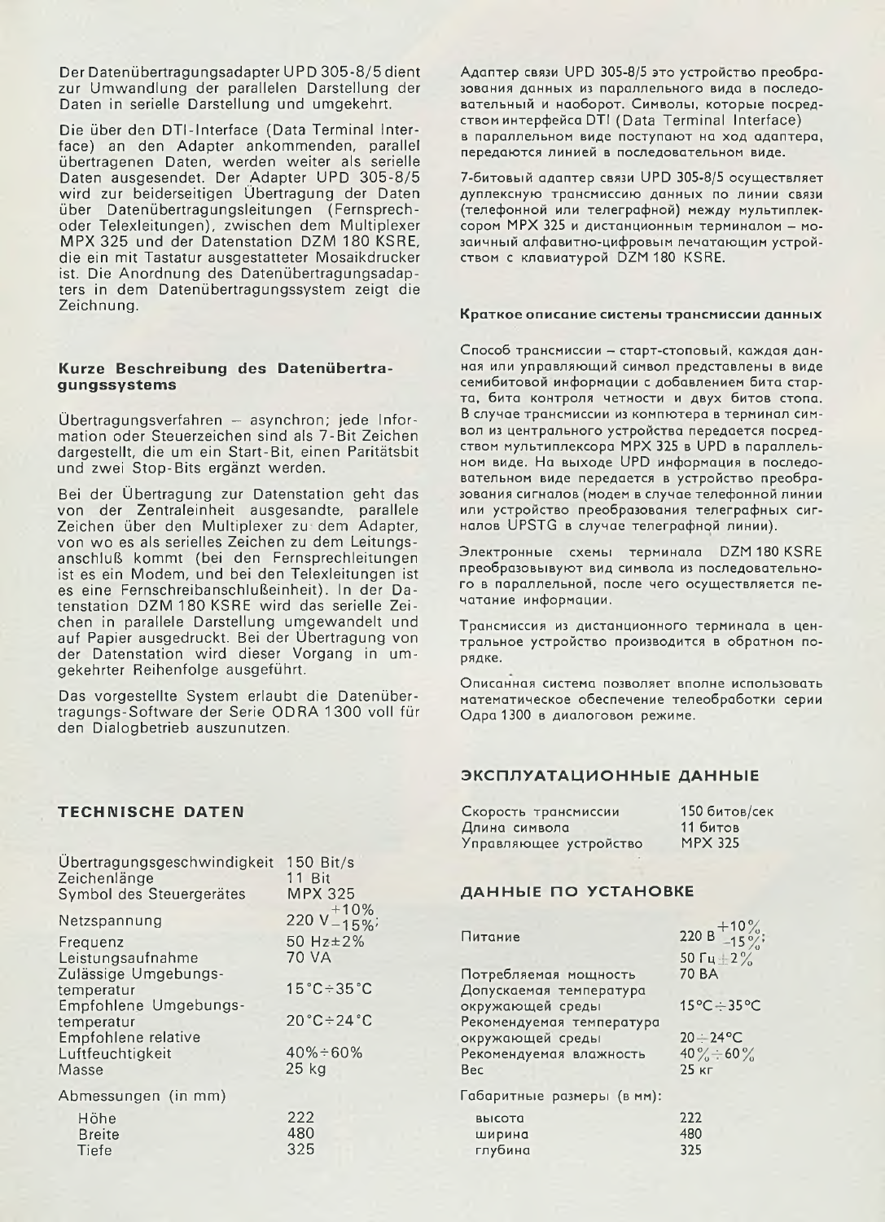Der Datenübertragungsadapter UPD 305-8/5 dient zur Umwandlung der parallelen Darstellung der Daten in serielle Darstellung und umgekehrt.

Die über den DTI-Interface (Data Terminal Interface) an den Adapter ankommenden, parallel übertragenen Daten, werden weiter als serielle Daten ausgesendet. Der Adapter UPD 305-8/5 wird zur beiderseitigen Übertragung der Daten über Datenübertragungsleitungen (Fernsprech- oder Telexleitungen), zwischen dem Multiplexer MPX 325 und der Datenstation DZM 180 KSRE, die ein mit Tastatur ausgestatteter Mosaikdrucker ist. Die Anordnung des Datenübertragungsadapters in dem Datenübertragungssystem zeigt die Zeichnung.

### Kurze Beschreibung des Datenübertragungssystems

Übertragungsverfahren – asynchron; jede Information oder Steuerzeichen sind als 7-Bit Zeichen dargestellt, die um ein Start-Bit, einen Paritätsbit und zwei Stop-Bits ergänzt werden.

Bei der Übertragung zur Datenstation geht das von der Zentraleinheit ausgesandte, parallele Zeichen über den Multiplexer zu dem Adapter, von wo es als serielles Zeichen zu dem Leitungsanschluß kommt (bei den Fernsprechleitungen ist es ein Modem, und bei den Telexleitungen ist es eine Fernschreibanschlußeinheit). In der Datenstation DZM 180 KSRE wird das serielle Zeichen in parallele Darstellung umgewandelt und auf Papier ausgedruckt. Bei der Übertragung von der Datenstation wird dieser Vorgang in umgekehrter Reihenfolge ausgeführt.

Das vorgestellte System erlaubt die Datenübertragungs-Software der Serie ODRA 1300 voll für den Dialogbetrieb auszunutzen.

## TECHNISCHE DATEN

| | |
|---|---|
| Übertragungsgeschwindigkeit | 150 Bit/s |
| Zeichenlänge | 11 Bit |
| Symbol des Steuergerätes | MPX 325 |
| Netzspannung | $220\ V^{+10\%}_{-15\%}$; |
| Frequenz | 50 Hz±2% |
| Leistungsaufnahme | 70 VA |
| Zulässige Umgebungstemperatur | 15°C÷35°C |
| Empfohlene Umgebungstemperatur | 20°C÷24°C |
| Empfohlene relative Luftfeuchtigkeit | 40%÷60% |
| Masse | 25 kg |

Abmessungen (in mm)

| | |
|---|---|
| Höhe | 222 |
| Breite | 480 |
| Tiefe | 325 |

Адаптер связи UPD 305-8/5 это устройство преобразования данных из параллельного вида в последовательный и наоборот. Символы, которые посредством интерфейса DTI (Data Terminal Interface) в параллельном виде поступают на ход адаптера, передаются линией в последовательном виде.

7-битовый адаптер связи UPD 305-8/5 осуществляет дуплексную трансмиссию данных по линии связи (телефонной или телеграфной) между мультиплексором MPX 325 и дистанционным терминалом – мозаичный алфавитно-цифровым печатающим устройством с клавиатурой DZM 180 KSRE.

### Краткое описание системы трансмиссии данных

Способ трансмиссии – старт-стоповый, каждая данная или управляющий символ представлены в виде семибитовой информации с добавлением бита старта, бита контроля четности и двух битов стопа. В случае трансмиссии из компьютера в терминал символ из центрального устройства передается посредством мультиплексора MPX 325 в UPD в параллельном виде. На выходе UPD информация в последовательном виде передается в устройство преобразования сигналов (модем в случае телефонной линии или устройство преобразования телеграфных сигналов UPSTG в случае телеграфной линии).

Электронные схемы терминала DZM 180 KSRE преобразовывают вид символа из последовательного в параллельной, после чего осуществляется печатание информации.

Трансмиссия из дистанционного терминала в центральное устройство производится в обратном порядке.

Описанная система позволяет вполне использовать математическое обеспечение телеобработки серии Одра 1300 в диалоговом режиме.

## ЭКСПЛУАТАЦИОННЫЕ ДАННЫЕ

| | |
|---|---|
| Скорость трансмиссии | 150 битов/сек |
| Длина символа | 11 битов |
| Управляющее устройство | MPX 325 |

## ДАННЫЕ ПО УСТАНОВКЕ

| | |
|---|---|
| Питание | $220\ В^{+10\%}_{-15\%}$; 50 Гц±2% |
| Потребляемая мощность | 70 ВА |
| Допускаемая температура окружающей среды | 15°С÷35°С |
| Рекомендуемая температура окружающей среды | 20÷24°С |
| Рекомендуемая влажность | 40%÷60% |
| Вес | 25 кг |

Габаритные размеры (в мм):

| | |
|---|---|
| высота | 222 |
| ширина | 480 |
| глубина | 325 |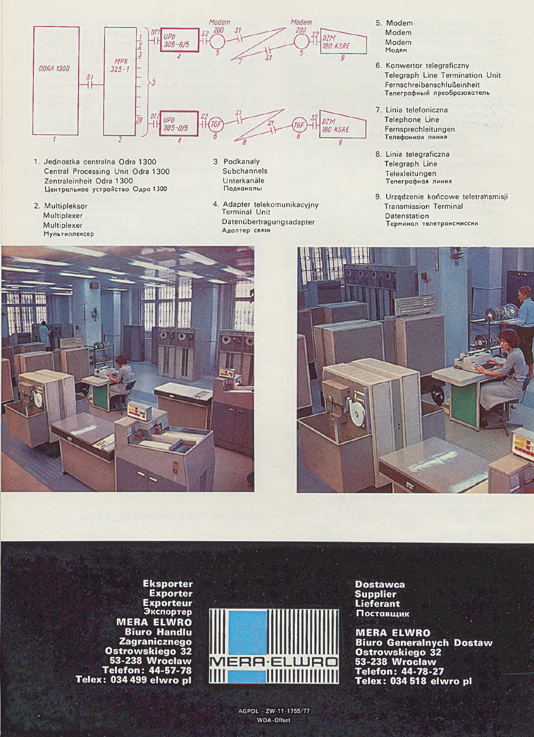ODRA 1300

MPX 325-1

UPD 305-8/5

Modem 200

Modem 200

DZM 180 KSRE

TGF

S1 S2 DT

1. Jednostka centralna Odra 1300
   Central Processing Unit Odra 1300
   Zentraleinheit Odra 1300
   Центральное устройство Одра 1300

2. Multipleksor
   Multiplexer
   Multiplexer
   Мультиплексер

3. Podkanały
   Subchannels
   Unterkanäle
   Подканалы

4. Adapter telekomunikacyjny
   Terminal Unit
   Datenübertragungsadapter
   Адаптер связи

5. Modem
   Modem
   Modem
   Модем

6. Konwertor telegraficzny
   Telegraph Line Termination Unit
   Fernschreibanschlußeinheit
   Телеграфный преобразователь

7. Linia telefoniczna
   Telephone Line
   Fernsprechleitungen
   Телефонная линия

8. Linia telegraficzna
   Telegraph Line
   Telexleitungen
   Телеграфная линия

9. Urządzenie końcowe teletransmisji
   Transmission Terminal
   Datenstation
   Терминал телетрансмиссии

**Eksporter**
**Exporter**
**Exporteur**
**Экспортер**
**MERA ELWRO**
**Biuro Handlu Zagranicznego**
**Ostrowskiego 32**
**53-238 Wrocław**
**Telefon: 44-57-78**
**Telex: 034 499 elwro pl**

MERA-ELWRO

**Dostawca**
**Supplier**
**Lieferant**
**Поставщик**

**MERA ELWRO**
**Biuro Generalnych Dostaw**
**Ostrowskiego 32**
**53-238 Wrocław**
**Telefon: 44-78-27**
**Telex: 034 518 elwro pl**

AGPOL - ZW-11-1755/77
WDA-Offset